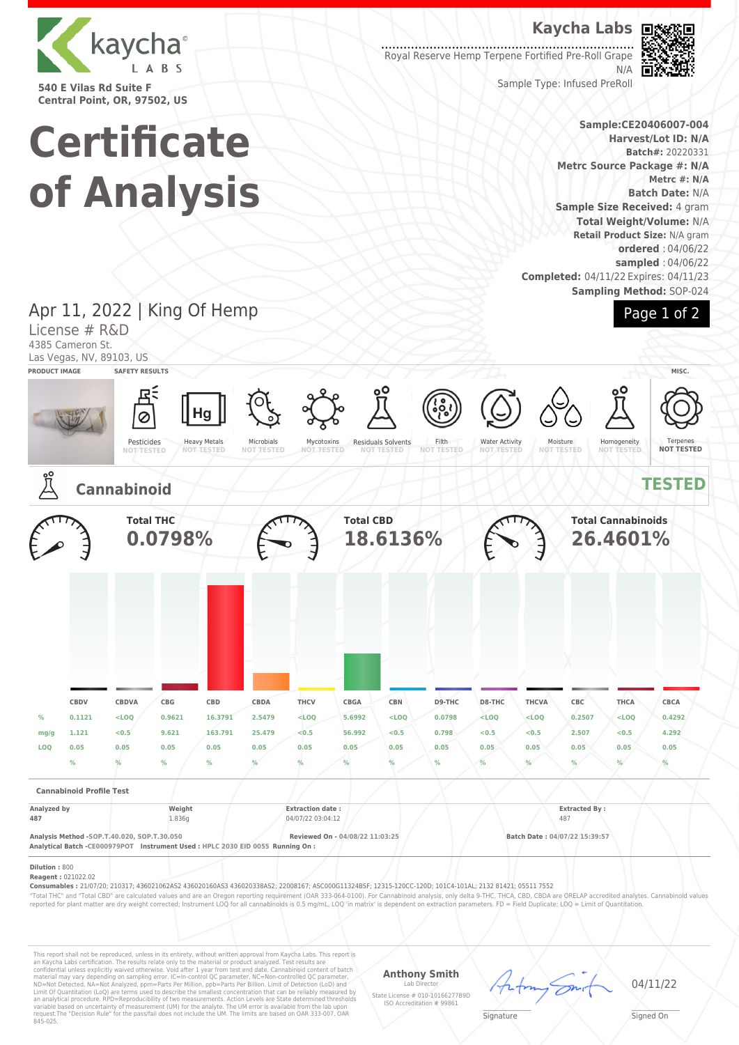**Kaycha Labs**

540 E Vilas Rd Suite F
Central Point, OR, 97502, US

Royal Reserve Hemp Terpene Fortified Pre-Roll Grape
N/A
Sample Type: Infused PreRoll

# Certificate of Analysis

**Sample:CE20406007-004**
**Harvest/Lot ID: N/A**
**Batch#:** 20220331
**Metrc Source Package #: N/A**
**Metrc #: N/A**
**Batch Date:** N/A
**Sample Size Received:** 4 gram
**Total Weight/Volume:** N/A
**Retail Product Size:** N/A gram
**ordered** : 04/06/22
**sampled** : 04/06/22
**Completed:** 04/11/22 Expires: 04/11/23
**Sampling Method:** SOP-024

## Apr 11, 2022 | King Of Hemp

License # R&D
4385 Cameron St.
Las Vegas, NV, 89103, US

PRODUCT IMAGE | SAFETY RESULTS | MISC.

| Pesticides | Heavy Metals | Microbials | Mycotoxins | Residuals Solvents | Filth | Water Activity | Moisture | Homogeneity | Terpenes |
|---|---|---|---|---|---|---|---|---|---|
| NOT TESTED | NOT TESTED | NOT TESTED | NOT TESTED | NOT TESTED | NOT TESTED | NOT TESTED | NOT TESTED | NOT TESTED | NOT TESTED |

## Cannabinoid

**TESTED**

**Total THC** 0.0798%

**Total CBD** 18.6136%

**Total Cannabinoids** 26.4601%

| | CBDV | CBDVA | CBG | CBD | CBDA | THCV | CBGA | CBN | D9-THC | D8-THC | THCVA | CBC | THCA | CBCA |
|---|---|---|---|---|---|---|---|---|---|---|---|---|---|---|
| % | 0.1121 | <LOQ | 0.9621 | 16.3791 | 2.5479 | <LOQ | 5.6992 | <LOQ | 0.0798 | <LOQ | <LOQ | 0.2507 | <LOQ | 0.4292 |
| mg/g | 1.121 | <0.5 | 9.621 | 163.791 | 25.479 | <0.5 | 56.992 | <0.5 | 0.798 | <0.5 | <0.5 | 2.507 | <0.5 | 4.292 |
| LOQ | 0.05 | 0.05 | 0.05 | 0.05 | 0.05 | 0.05 | 0.05 | 0.05 | 0.05 | 0.05 | 0.05 | 0.05 | 0.05 | 0.05 |
| | % | % | % | % | % | % | % | % | % | % | % | % | % | % |

**Cannabinoid Profile Test**

| Analyzed by | Weight | Extraction date : | Extracted By : |
|---|---|---|---|
| 487 | 1.836g | 04/07/22 03:04:12 | 487 |

**Analysis Method -SOP.T.40.020, SOP.T.30.050** **Reviewed On - 04/08/22 11:03:25** **Batch Date : 04/07/22 15:39:57**
**Analytical Batch -CE000979POT Instrument Used : HPLC 2030 EID 0055 Running On :**

**Dilution :** 800
**Reagent :** 021022.02
**Consumables :** 21/07/20; 210317; 436021062AS2 436020160AS3 436020338AS2; 22008167; ASC000G11324BSF; 12315-120CC-120D; 101C4-101AL; 2132 81421; 05511 7552

"Total THC" and "Total CBD" are calculated values and are an Oregon reporting requirement (OAR 333-064-0100). For Cannabinoid analysis, only delta 9-THC, THCA, CBD, CBDA are ORELAP accredited analytes. Cannabinoid values reported for plant matter are dry weight corrected; Instrument LOQ for all cannabinoids is 0.5 mg/mL, LOQ 'in matrix' is dependent on extraction parameters. FD = Field Duplicate; LOQ = Limit of Quantitation.

This report shall not be reproduced, unless in its entirety, without written approval from Kaycha Labs. This report is an Kaycha Labs certification. The results relate only to the material or product analyzed. Test results are confidential unless explicitly waived otherwise. Void after 1 year from test end date. Cannabinoid content of batch material may vary depending on sampling error. IC=In-control QC parameter, NC=Non-controlled QC parameter, ND=Not Detected, NA=Not Analyzed, ppm=Parts Per Million, ppb=Parts Per Billion. Limit of Detection (LoD) and Limit Of Quantitation (LoQ) are terms used to describe the smallest concentration that can be reliably measured by an analytical procedure. RPD=Reproducibility of two measurements. Action Levels are State determined thresholds variable based on uncertainty of measurement (UM) for the analyte. The UM error is available from the lab upon request.The "Decision Rule" for the pass/fail does not include the UM. The limits are based on OAR 333-007, OAR 845-025.

**Anthony Smith**
Lab Director
State License # 010-10166277B9D
ISO Accreditation # 99861

Signature

04/11/22
Signed On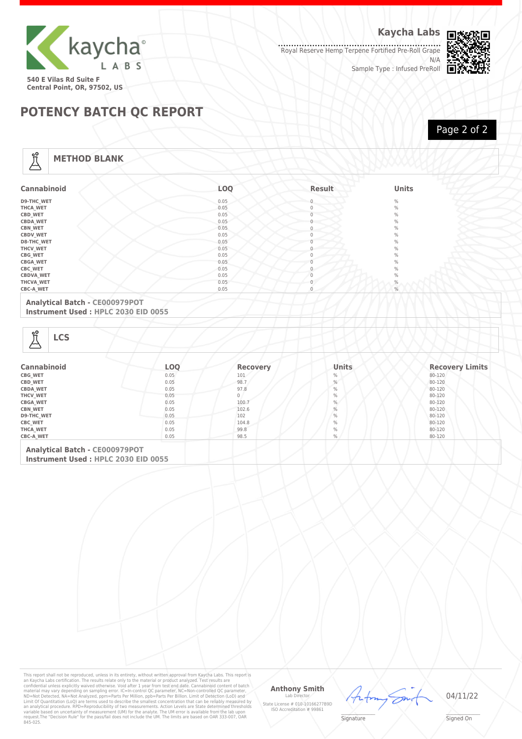Kaycha Labs

Royal Reserve Hemp Terpene Fortified Pre-Roll Grape
N/A
Sample Type : Infused PreRoll

540 E Vilas Rd Suite F
Central Point, OR, 97502, US

# POTENCY BATCH QC REPORT

## METHOD BLANK

| Cannabinoid | LOQ | Result | Units |
|---|---|---|---|
| D9-THC_WET | 0.05 | 0 | % |
| THCA_WET | 0.05 | 0 | % |
| CBD_WET | 0.05 | 0 | % |
| CBDA_WET | 0.05 | 0 | % |
| CBN_WET | 0.05 | 0 | % |
| CBDV_WET | 0.05 | 0 | % |
| D8-THC_WET | 0.05 | 0 | % |
| THCV_WET | 0.05 | 0 | % |
| CBG_WET | 0.05 | 0 | % |
| CBGA_WET | 0.05 | 0 | % |
| CBC_WET | 0.05 | 0 | % |
| CBDVA_WET | 0.05 | 0 | % |
| THCVA_WET | 0.05 | 0 | % |
| CBC-A_WET | 0.05 | 0 | % |

**Analytical Batch - CE000979POT**
**Instrument Used : HPLC 2030 EID 0055**

## LCS

| Cannabinoid | LOQ | Recovery | Units | Recovery Limits |
|---|---|---|---|---|
| CBG_WET | 0.05 | 101 | % | 80-120 |
| CBD_WET | 0.05 | 98.7 | % | 80-120 |
| CBDA_WET | 0.05 | 97.8 | % | 80-120 |
| THCV_WET | 0.05 | 0 | % | 80-120 |
| CBGA_WET | 0.05 | 100.7 | % | 80-120 |
| CBN_WET | 0.05 | 102.6 | % | 80-120 |
| D9-THC_WET | 0.05 | 102 | % | 80-120 |
| CBC_WET | 0.05 | 104.8 | % | 80-120 |
| THCA_WET | 0.05 | 99.8 | % | 80-120 |
| CBC-A_WET | 0.05 | 98.5 | % | 80-120 |

**Analytical Batch - CE000979POT**
**Instrument Used : HPLC 2030 EID 0055**

This report shall not be reproduced, unless in its entirety, without written approval from Kaycha Labs. This report is an Kaycha Labs certification. The results relate only to the material or product analyzed. Test results are confidential unless explicitly waived otherwise. Void after 1 year from test end date. Cannabinoid content of batch material may vary depending on sampling error. IC=In-control QC parameter, NC=Non-controlled QC parameter, ND=Not Detected, NA=Not Analyzed, ppm=Parts Per Million, ppb=Parts Per Billion. Limit of Detection (LoD) and Limit Of Quantitation (LoQ) are terms used to describe the smallest concentration that can be reliably measured by an analytical procedure. RPD=Reproducibility of two measurements. Action Levels are State determined thresholds variable based on uncertainty of measurement (UM) for the analyte. The UM error is available from the lab upon request.The "Decision Rule" for the pass/fail does not include the UM. The limits are based on OAR 333-007, OAR 845-025.

**Anthony Smith**
Lab Director
State License # 010-10166277B9D
ISO Accreditation # 99861

Signature

04/11/22
Signed On